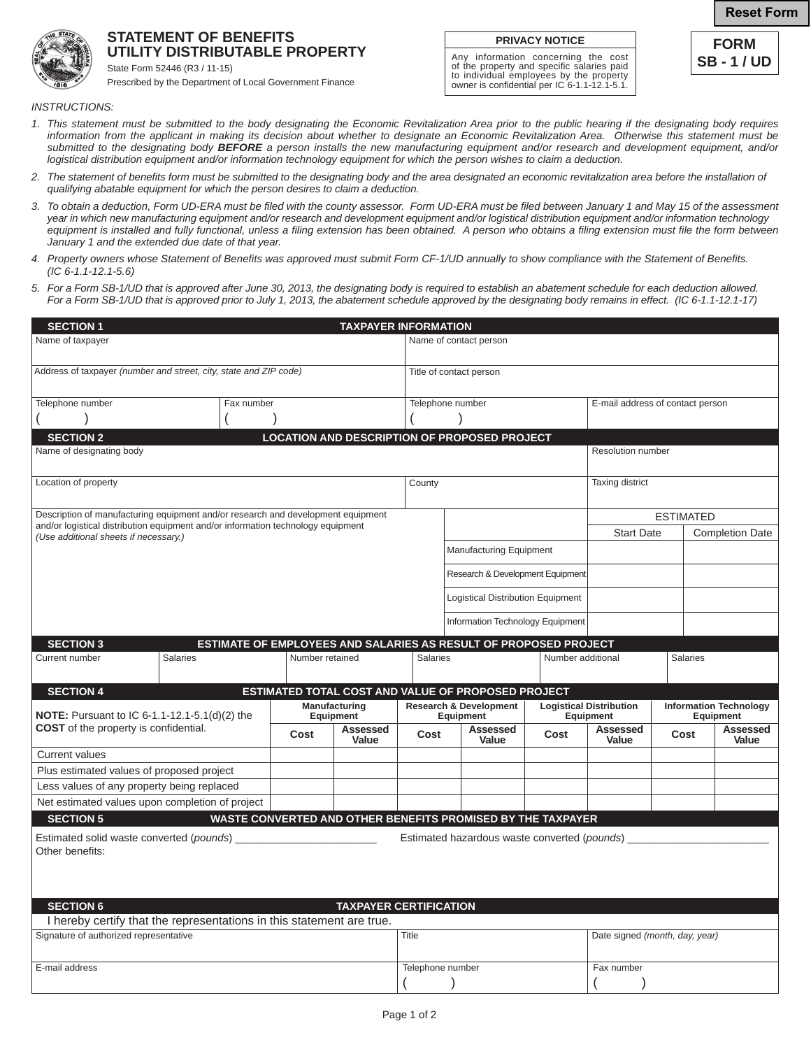Reset Form

# STATEMENT OF BENEFITS
# UTILITY DISTRIBUTABLE PROPERTY

State Form 52446 (R3 / 11-15)

Prescribed by the Department of Local Government Finance

**PRIVACY NOTICE**

Any information concerning the cost of the property and specific salaries paid to individual employees by the property owner is confidential per IC 6-1.1-12.1-5.1.

**FORM SB - 1 / UD**

*INSTRUCTIONS:*

1. *This statement must be submitted to the body designating the Economic Revitalization Area prior to the public hearing if the designating body requires information from the applicant in making its decision about whether to designate an Economic Revitalization Area. Otherwise this statement must be submitted to the designating body* ***BEFORE*** *a person installs the new manufacturing equipment and/or research and development equipment, and/or logistical distribution equipment and/or information technology equipment for which the person wishes to claim a deduction.*
2. *The statement of benefits form must be submitted to the designating body and the area designated an economic revitalization area before the installation of qualifying abatable equipment for which the person desires to claim a deduction.*
3. *To obtain a deduction, Form UD-ERA must be filed with the county assessor. Form UD-ERA must be filed between January 1 and May 15 of the assessment year in which new manufacturing equipment and/or research and development equipment and/or logistical distribution equipment and/or information technology equipment is installed and fully functional, unless a filing extension has been obtained. A person who obtains a filing extension must file the form between January 1 and the extended due date of that year.*
4. *Property owners whose Statement of Benefits was approved must submit Form CF-1/UD annually to show compliance with the Statement of Benefits. (IC 6-1.1-12.1-5.6)*
5. *For a Form SB-1/UD that is approved after June 30, 2013, the designating body is required to establish an abatement schedule for each deduction allowed. For a Form SB-1/UD that is approved prior to July 1, 2013, the abatement schedule approved by the designating body remains in effect. (IC 6-1.1-12.1-17)*

## SECTION 1 — TAXPAYER INFORMATION

| Name of taxpayer | | Name of contact person | |
|---|---|---|---|
| Address of taxpayer *(number and street, city, state and ZIP code)* | | Title of contact person | |
| Telephone number ( ) | Fax number ( ) | Telephone number ( ) | E-mail address of contact person |

## SECTION 2 — LOCATION AND DESCRIPTION OF PROPOSED PROJECT

| Name of designating body | | Resolution number |
|---|---|---|
| Location of property | County | Taxing district |

Description of manufacturing equipment and/or research and development equipment and/or logistical distribution equipment and/or information technology equipment *(Use additional sheets if necessary.)*

| | ESTIMATED Start Date | ESTIMATED Completion Date |
|---|---|---|
| Manufacturing Equipment | | |
| Research & Development Equipment | | |
| Logistical Distribution Equipment | | |
| Information Technology Equipment | | |

## SECTION 3 — ESTIMATE OF EMPLOYEES AND SALARIES AS RESULT OF PROPOSED PROJECT

| Current number | Salaries | Number retained | Salaries | Number additional | Salaries |
|---|---|---|---|---|---|
| | | | | | |

## SECTION 4 — ESTIMATED TOTAL COST AND VALUE OF PROPOSED PROJECT

**NOTE:** Pursuant to IC 6-1.1-12.1-5.1(d)(2) the **COST** of the property is confidential.

| | Manufacturing Equipment | | Research & Development Equipment | | Logistical Distribution Equipment | | Information Technology Equipment | |
|---|---|---|---|---|---|---|---|---|
| | Cost | Assessed Value | Cost | Assessed Value | Cost | Assessed Value | Cost | Assessed Value |
| Current values | | | | | | | | |
| Plus estimated values of proposed project | | | | | | | | |
| Less values of any property being replaced | | | | | | | | |
| Net estimated values upon completion of project | | | | | | | | |

## SECTION 5 — WASTE CONVERTED AND OTHER BENEFITS PROMISED BY THE TAXPAYER

Estimated solid waste converted (*pounds*) ________________________ Estimated hazardous waste converted (*pounds*) ________________________

Other benefits:

## SECTION 6 — TAXPAYER CERTIFICATION

I hereby certify that the representations in this statement are true.

| Signature of authorized representative | Title | Date signed *(month, day, year)* |
|---|---|---|
| E-mail address | Telephone number ( ) | Fax number ( ) |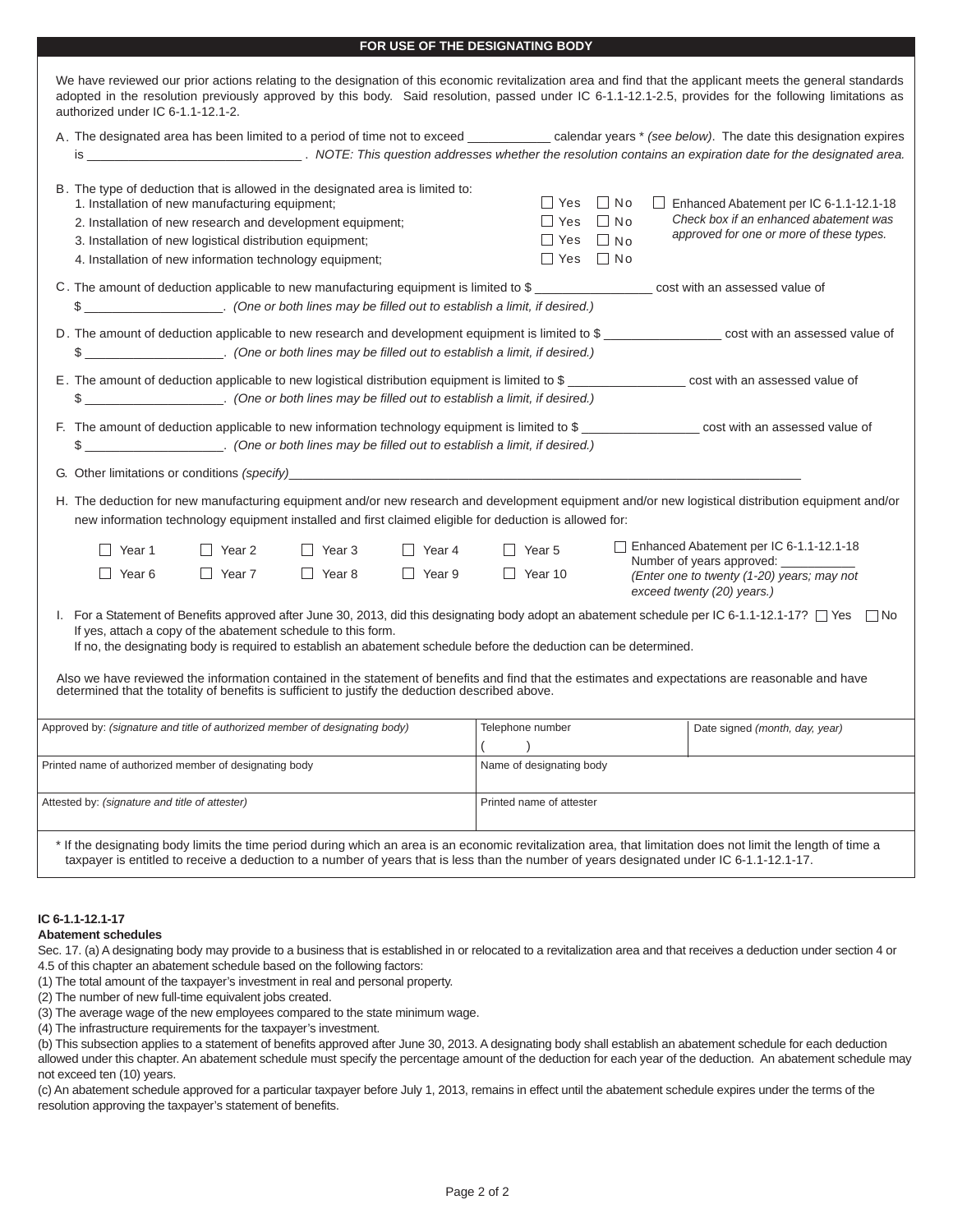## FOR USE OF THE DESIGNATING BODY

We have reviewed our prior actions relating to the designation of this economic revitalization area and find that the applicant meets the general standards adopted in the resolution previously approved by this body. Said resolution, passed under IC 6-1.1-12.1-2.5, provides for the following limitations as authorized under IC 6-1.1-12.1-2.

A. The designated area has been limited to a period of time not to exceed ____________ calendar years * *(see below)*. The date this designation expires is ______________________________ . *NOTE: This question addresses whether the resolution contains an expiration date for the designated area.*

B. The type of deduction that is allowed in the designated area is limited to:

1. Installation of new manufacturing equipment; ☐ Yes ☐ No
2. Installation of new research and development equipment; ☐ Yes ☐ No
3. Installation of new logistical distribution equipment; ☐ Yes ☐ No
4. Installation of new information technology equipment; ☐ Yes ☐ No

☐ Enhanced Abatement per IC 6-1.1-12.1-18 *Check box if an enhanced abatement was approved for one or more of these types.*

C. The amount of deduction applicable to new manufacturing equipment is limited to $ ________________ cost with an assessed value of $ ___________________. *(One or both lines may be filled out to establish a limit, if desired.)*

D. The amount of deduction applicable to new research and development equipment is limited to $ ________________ cost with an assessed value of $ ___________________. *(One or both lines may be filled out to establish a limit, if desired.)*

E. The amount of deduction applicable to new logistical distribution equipment is limited to $ ________________ cost with an assessed value of $ ___________________. *(One or both lines may be filled out to establish a limit, if desired.)*

F. The amount of deduction applicable to new information technology equipment is limited to $ ________________ cost with an assessed value of $ ___________________. *(One or both lines may be filled out to establish a limit, if desired.)*

G. Other limitations or conditions *(specify)*______________________________________________________________

H. The deduction for new manufacturing equipment and/or new research and development equipment and/or new logistical distribution equipment and/or new information technology equipment installed and first claimed eligible for deduction is allowed for:

☐ Year 1 ☐ Year 2 ☐ Year 3 ☐ Year 4 ☐ Year 5
☐ Year 6 ☐ Year 7 ☐ Year 8 ☐ Year 9 ☐ Year 10

☐ Enhanced Abatement per IC 6-1.1-12.1-18
Number of years approved: ___________
*(Enter one to twenty (1-20) years; may not exceed twenty (20) years.)*

I. For a Statement of Benefits approved after June 30, 2013, did this designating body adopt an abatement schedule per IC 6-1.1-12.1-17? ☐ Yes ☐ No
If yes, attach a copy of the abatement schedule to this form.
If no, the designating body is required to establish an abatement schedule before the deduction can be determined.

Also we have reviewed the information contained in the statement of benefits and find that the estimates and expectations are reasonable and have determined that the totality of benefits is sufficient to justify the deduction described above.

| | | |
|---|---|---|
| Approved by: *(signature and title of authorized member of designating body)* | Telephone number ( ) | Date signed *(month, day, year)* |
| Printed name of authorized member of designating body | Name of designating body | |
| Attested by: *(signature and title of attester)* | Printed name of attester | |

\* If the designating body limits the time period during which an area is an economic revitalization area, that limitation does not limit the length of time a taxpayer is entitled to receive a deduction to a number of years that is less than the number of years designated under IC 6-1.1-12.1-17.

**IC 6-1.1-12.1-17**
**Abatement schedules**

Sec. 17. (a) A designating body may provide to a business that is established in or relocated to a revitalization area and that receives a deduction under section 4 or 4.5 of this chapter an abatement schedule based on the following factors:
(1) The total amount of the taxpayer's investment in real and personal property.
(2) The number of new full-time equivalent jobs created.
(3) The average wage of the new employees compared to the state minimum wage.
(4) The infrastructure requirements for the taxpayer's investment.
(b) This subsection applies to a statement of benefits approved after June 30, 2013. A designating body shall establish an abatement schedule for each deduction allowed under this chapter. An abatement schedule must specify the percentage amount of the deduction for each year of the deduction. An abatement schedule may not exceed ten (10) years.
(c) An abatement schedule approved for a particular taxpayer before July 1, 2013, remains in effect until the abatement schedule expires under the terms of the resolution approving the taxpayer's statement of benefits.